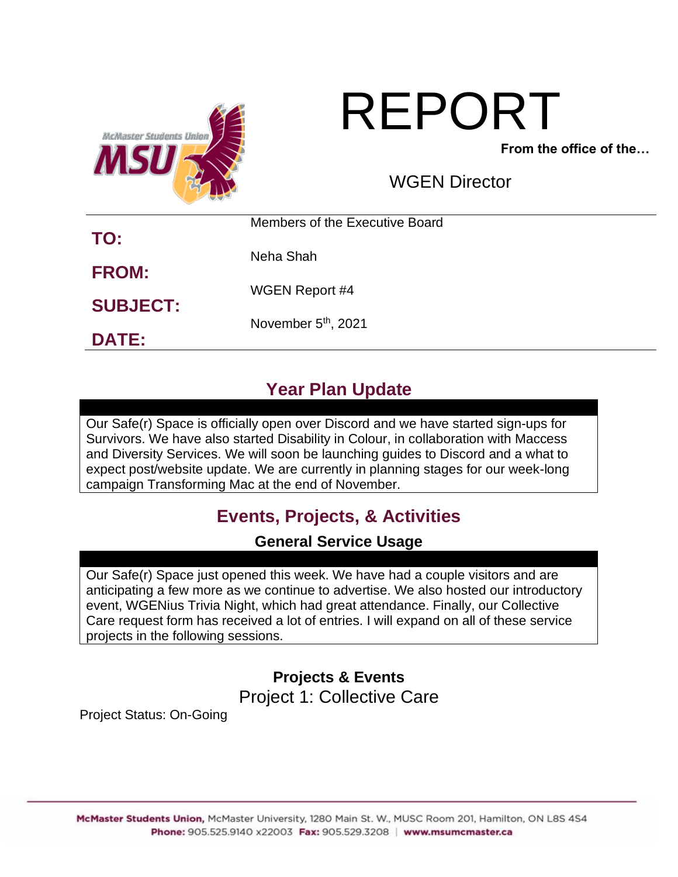# REPORT

**From the office of the…**

WGEN Director

| | |
|---|---|
| **TO:** | Members of the Executive Board |
| **FROM:** | Neha Shah |
| **SUBJECT:** | WGEN Report #4 |
| **DATE:** | November 5th, 2021 |

## Year Plan Update

Our Safe(r) Space is officially open over Discord and we have started sign-ups for Survivors. We have also started Disability in Colour, in collaboration with Maccess and Diversity Services. We will soon be launching guides to Discord and a what to expect post/website update. We are currently in planning stages for our week-long campaign Transforming Mac at the end of November.

## Events, Projects, & Activities

### General Service Usage

Our Safe(r) Space just opened this week. We have had a couple visitors and are anticipating a few more as we continue to advertise. We also hosted our introductory event, WGENius Trivia Night, which had great attendance. Finally, our Collective Care request form has received a lot of entries. I will expand on all of these service projects in the following sessions.

### Projects & Events

Project 1: Collective Care

Project Status: On-Going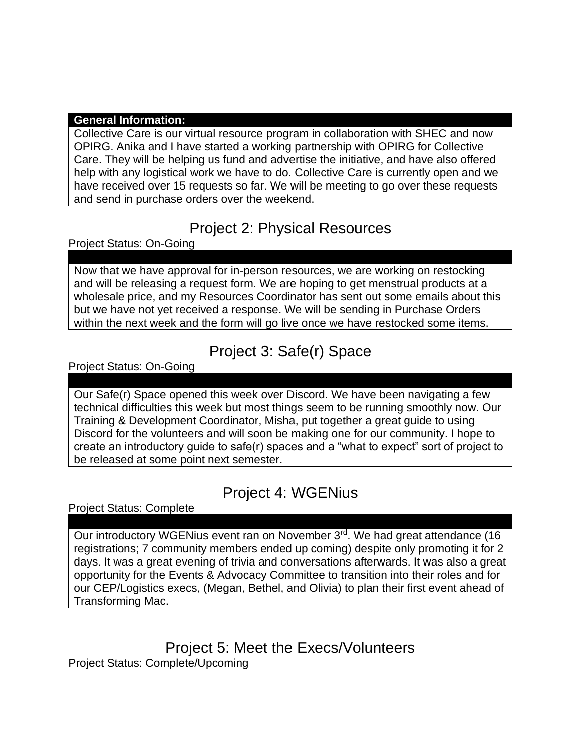**General Information:**

Collective Care is our virtual resource program in collaboration with SHEC and now OPIRG. Anika and I have started a working partnership with OPIRG for Collective Care. They will be helping us fund and advertise the initiative, and have also offered help with any logistical work we have to do. Collective Care is currently open and we have received over 15 requests so far. We will be meeting to go over these requests and send in purchase orders over the weekend.

## Project 2: Physical Resources

Project Status: On-Going

Now that we have approval for in-person resources, we are working on restocking and will be releasing a request form. We are hoping to get menstrual products at a wholesale price, and my Resources Coordinator has sent out some emails about this but we have not yet received a response. We will be sending in Purchase Orders within the next week and the form will go live once we have restocked some items.

## Project 3: Safe(r) Space

Project Status: On-Going

Our Safe(r) Space opened this week over Discord. We have been navigating a few technical difficulties this week but most things seem to be running smoothly now. Our Training & Development Coordinator, Misha, put together a great guide to using Discord for the volunteers and will soon be making one for our community. I hope to create an introductory guide to safe(r) spaces and a "what to expect" sort of project to be released at some point next semester.

## Project 4: WGENius

Project Status: Complete

Our introductory WGENius event ran on November 3rd. We had great attendance (16 registrations; 7 community members ended up coming) despite only promoting it for 2 days. It was a great evening of trivia and conversations afterwards. It was also a great opportunity for the Events & Advocacy Committee to transition into their roles and for our CEP/Logistics execs, (Megan, Bethel, and Olivia) to plan their first event ahead of Transforming Mac.

## Project 5: Meet the Execs/Volunteers

Project Status: Complete/Upcoming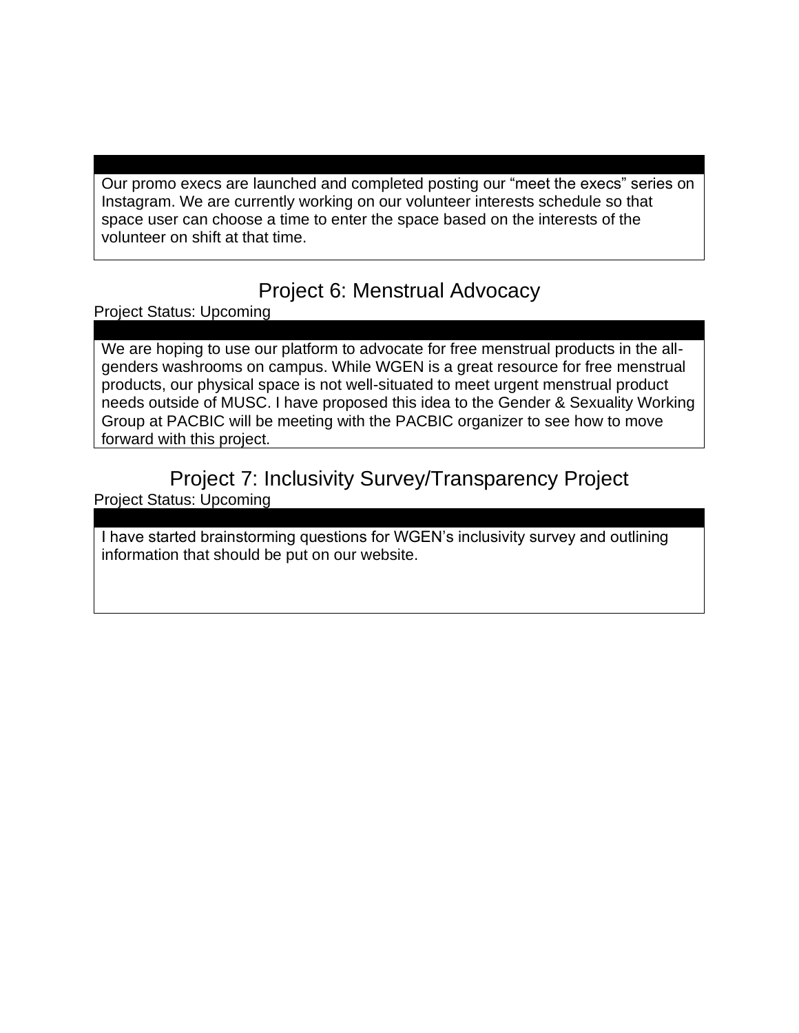Our promo execs are launched and completed posting our “meet the execs” series on Instagram. We are currently working on our volunteer interests schedule so that space user can choose a time to enter the space based on the interests of the volunteer on shift at that time.

## Project 6: Menstrual Advocacy

Project Status: Upcoming

We are hoping to use our platform to advocate for free menstrual products in the all-genders washrooms on campus. While WGEN is a great resource for free menstrual products, our physical space is not well-situated to meet urgent menstrual product needs outside of MUSC. I have proposed this idea to the Gender & Sexuality Working Group at PACBIC will be meeting with the PACBIC organizer to see how to move forward with this project.

## Project 7: Inclusivity Survey/Transparency Project

Project Status: Upcoming

I have started brainstorming questions for WGEN’s inclusivity survey and outlining information that should be put on our website.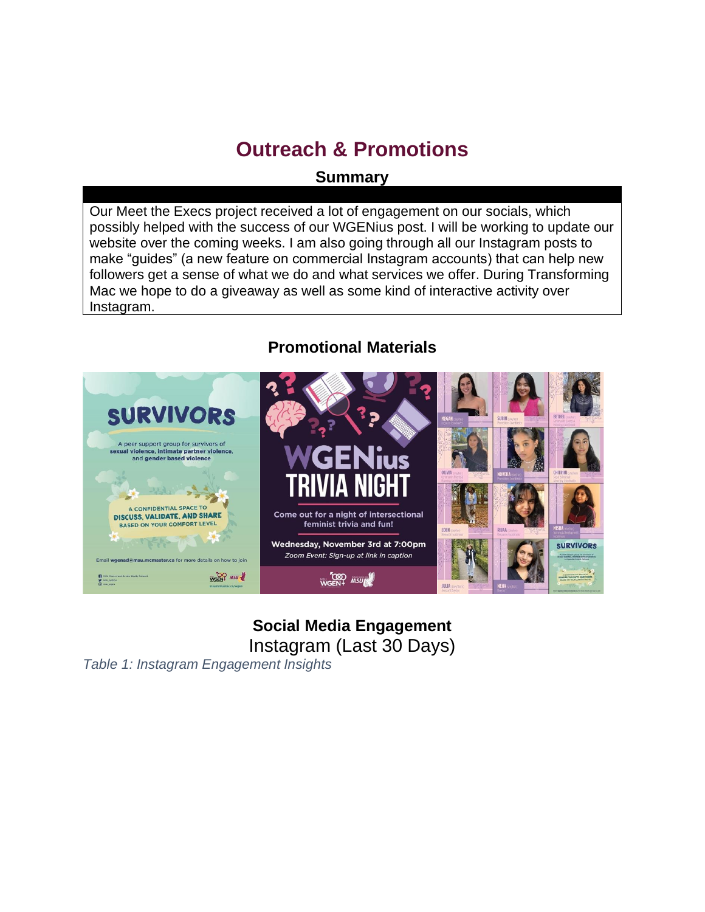# Outreach & Promotions

## Summary

| |
|---|
| Our Meet the Execs project received a lot of engagement on our socials, which possibly helped with the success of our WGENius post. I will be working to update our website over the coming weeks. I am also going through all our Instagram posts to make "guides" (a new feature on commercial Instagram accounts) that can help new followers get a sense of what we do and what services we offer. During Transforming Mac we hope to do a giveaway as well as some kind of interactive activity over Instagram. |

## Promotional Materials

## Social Media Engagement

Instagram (Last 30 Days)

*Table 1: Instagram Engagement Insights*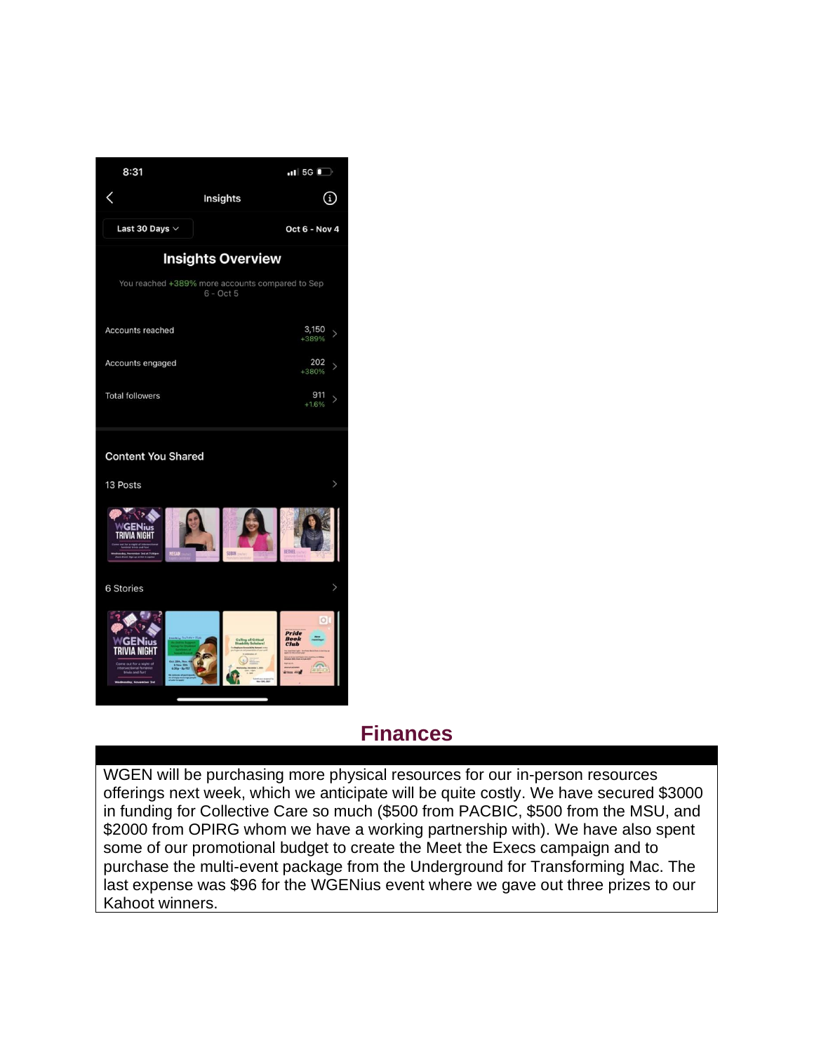8:31

Insights

Last 30 Days | Oct 6 - Nov 4

**Insights Overview**

You reached +389% more accounts compared to Sep 6 - Oct 5

| | |
|---|---|
| Accounts reached | 3,150 +389% |
| Accounts engaged | 202 +380% |
| Total followers | 911 +1.6% |

**Content You Shared**

13 Posts

6 Stories

## Finances

WGEN will be purchasing more physical resources for our in-person resources offerings next week, which we anticipate will be quite costly. We have secured $3000 in funding for Collective Care so much ($500 from PACBIC, $500 from the MSU, and $2000 from OPIRG whom we have a working partnership with). We have also spent some of our promotional budget to create the Meet the Execs campaign and to purchase the multi-event package from the Underground for Transforming Mac. The last expense was $96 for the WGENius event where we gave out three prizes to our Kahoot winners.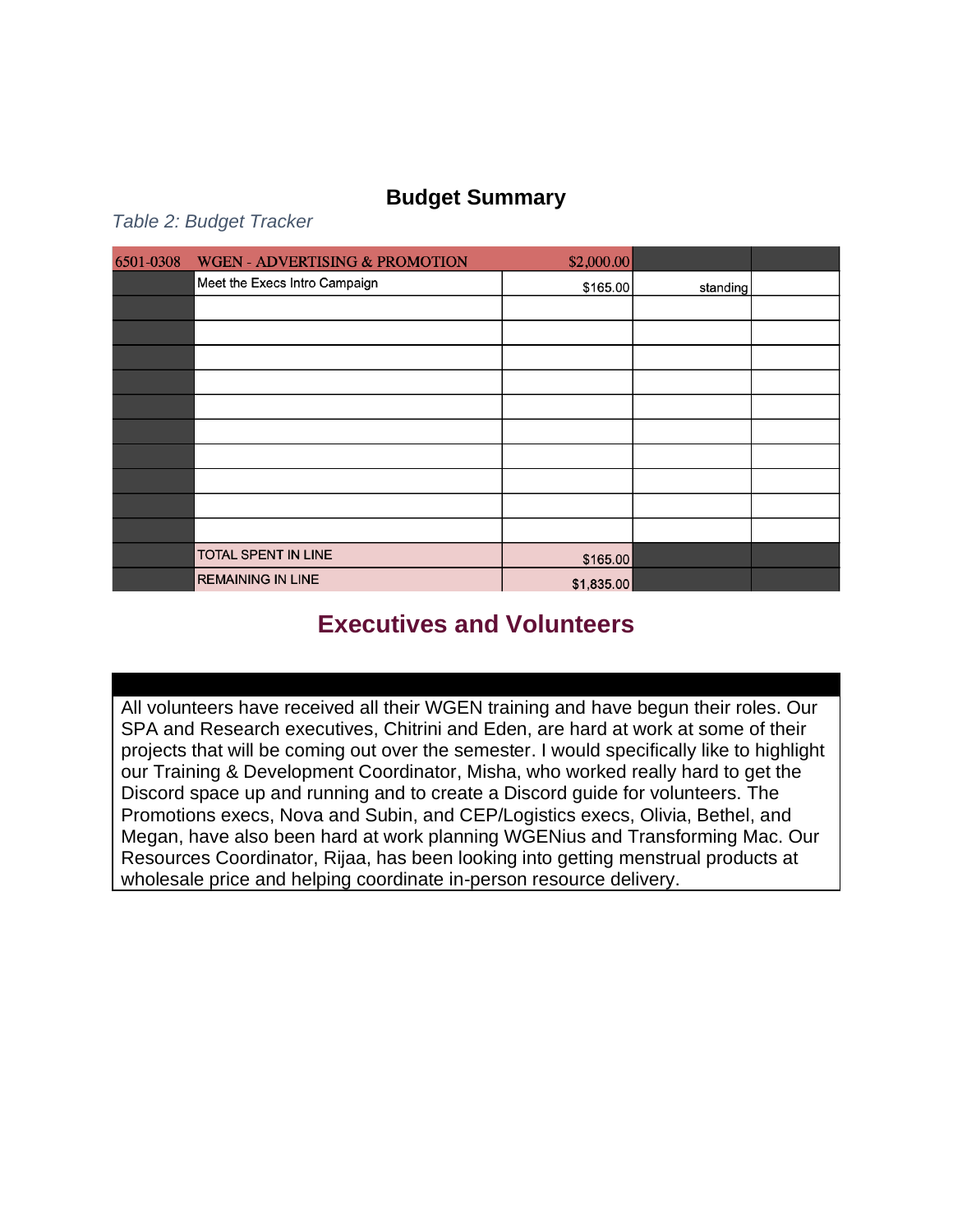## Budget Summary

*Table 2: Budget Tracker*

| 6501-0308 | WGEN - ADVERTISING & PROMOTION | $2,000.00 | | |
|---|---|---|---|---|
| | Meet the Execs Intro Campaign | $165.00 | standing | |
| | | | | |
| | | | | |
| | | | | |
| | | | | |
| | | | | |
| | | | | |
| | | | | |
| | | | | |
| | | | | |
| | | | | |
| | TOTAL SPENT IN LINE | $165.00 | | |
| | REMAINING IN LINE | $1,835.00 | | |

## Executives and Volunteers

All volunteers have received all their WGEN training and have begun their roles. Our SPA and Research executives, Chitrini and Eden, are hard at work at some of their projects that will be coming out over the semester. I would specifically like to highlight our Training & Development Coordinator, Misha, who worked really hard to get the Discord space up and running and to create a Discord guide for volunteers. The Promotions execs, Nova and Subin, and CEP/Logistics execs, Olivia, Bethel, and Megan, have also been hard at work planning WGENius and Transforming Mac. Our Resources Coordinator, Rijaa, has been looking into getting menstrual products at wholesale price and helping coordinate in-person resource delivery.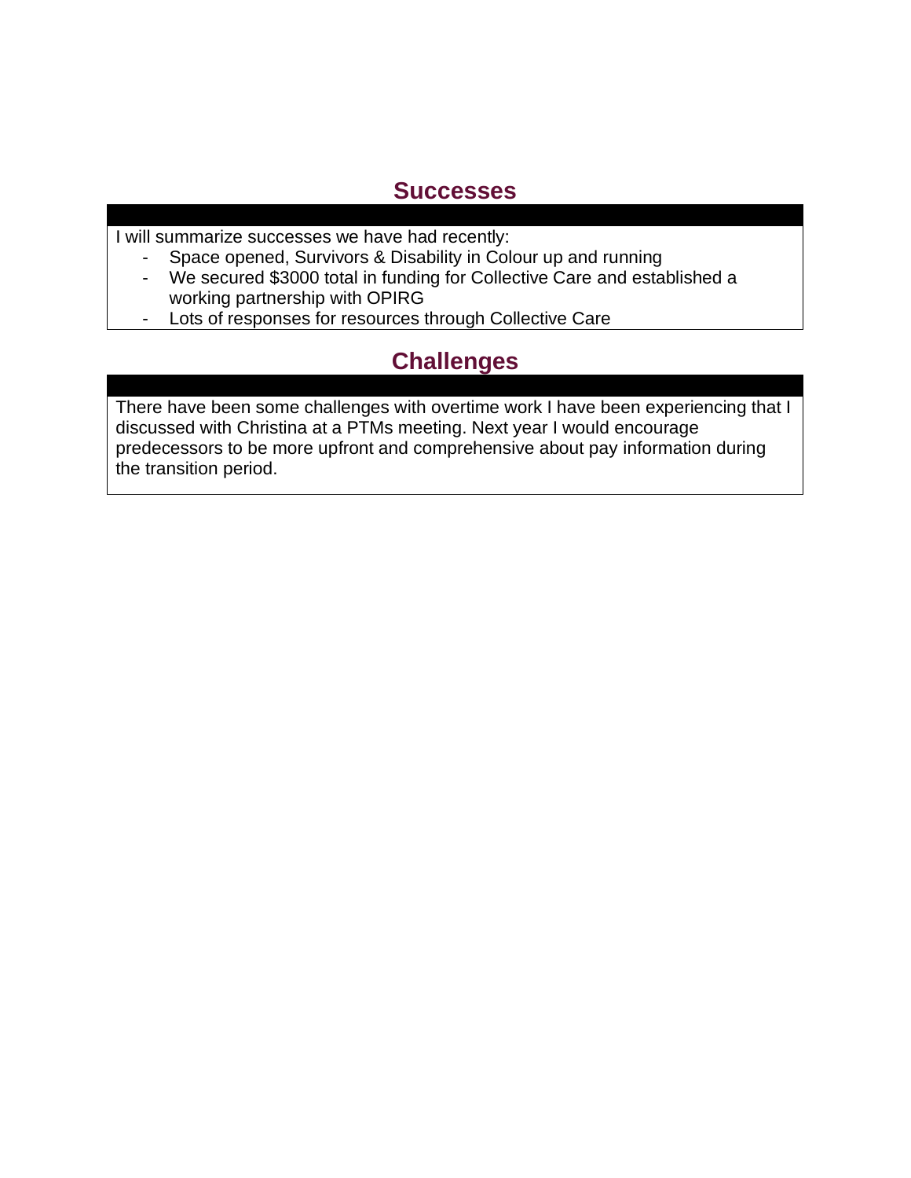## Successes

I will summarize successes we have had recently:

- Space opened, Survivors & Disability in Colour up and running
- We secured $3000 total in funding for Collective Care and established a working partnership with OPIRG
- Lots of responses for resources through Collective Care

## Challenges

There have been some challenges with overtime work I have been experiencing that I discussed with Christina at a PTMs meeting. Next year I would encourage predecessors to be more upfront and comprehensive about pay information during the transition period.